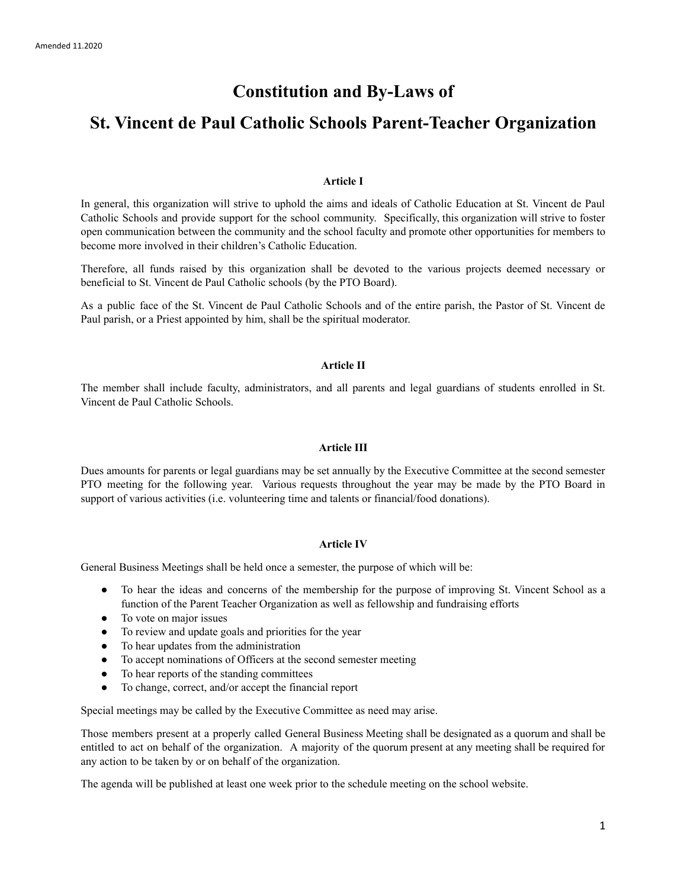Amended 11.2020

# Constitution and By-Laws of

# St. Vincent de Paul Catholic Schools Parent-Teacher Organization

## Article I

In general, this organization will strive to uphold the aims and ideals of Catholic Education at St. Vincent de Paul Catholic Schools and provide support for the school community. Specifically, this organization will strive to foster open communication between the community and the school faculty and promote other opportunities for members to become more involved in their children's Catholic Education.

Therefore, all funds raised by this organization shall be devoted to the various projects deemed necessary or beneficial to St. Vincent de Paul Catholic schools (by the PTO Board).

As a public face of the St. Vincent de Paul Catholic Schools and of the entire parish, the Pastor of St. Vincent de Paul parish, or a Priest appointed by him, shall be the spiritual moderator.

## Article II

The member shall include faculty, administrators, and all parents and legal guardians of students enrolled in St. Vincent de Paul Catholic Schools.

## Article III

Dues amounts for parents or legal guardians may be set annually by the Executive Committee at the second semester PTO meeting for the following year. Various requests throughout the year may be made by the PTO Board in support of various activities (i.e. volunteering time and talents or financial/food donations).

## Article IV

General Business Meetings shall be held once a semester, the purpose of which will be:

- To hear the ideas and concerns of the membership for the purpose of improving St. Vincent School as a function of the Parent Teacher Organization as well as fellowship and fundraising efforts
- To vote on major issues
- To review and update goals and priorities for the year
- To hear updates from the administration
- To accept nominations of Officers at the second semester meeting
- To hear reports of the standing committees
- To change, correct, and/or accept the financial report

Special meetings may be called by the Executive Committee as need may arise.

Those members present at a properly called General Business Meeting shall be designated as a quorum and shall be entitled to act on behalf of the organization. A majority of the quorum present at any meeting shall be required for any action to be taken by or on behalf of the organization.

The agenda will be published at least one week prior to the schedule meeting on the school website.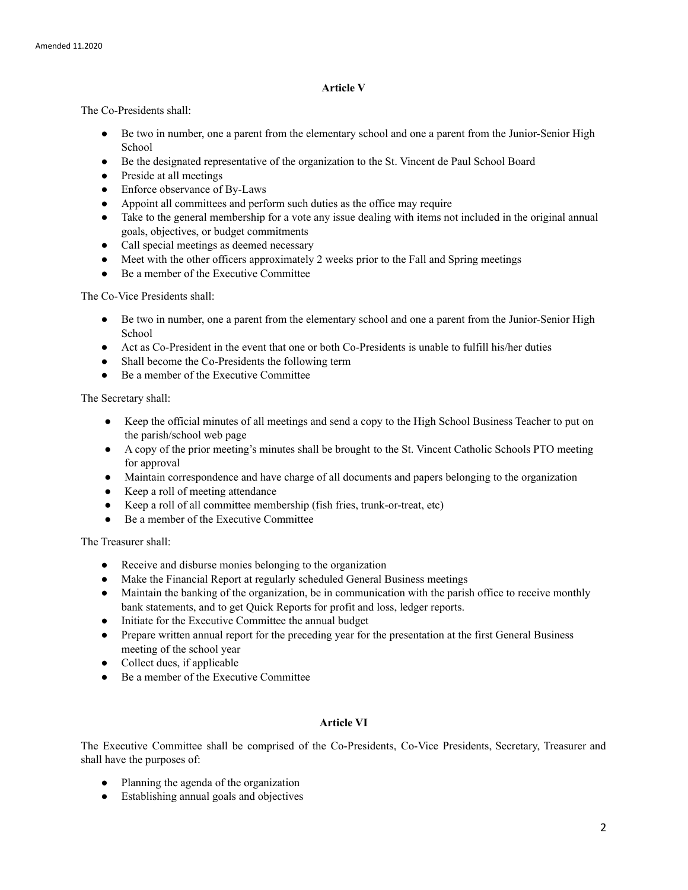## Article V

The Co-Presidents shall:

- Be two in number, one a parent from the elementary school and one a parent from the Junior-Senior High School
- Be the designated representative of the organization to the St. Vincent de Paul School Board
- Preside at all meetings
- Enforce observance of By-Laws
- Appoint all committees and perform such duties as the office may require
- Take to the general membership for a vote any issue dealing with items not included in the original annual goals, objectives, or budget commitments
- Call special meetings as deemed necessary
- Meet with the other officers approximately 2 weeks prior to the Fall and Spring meetings
- Be a member of the Executive Committee

The Co-Vice Presidents shall:

- Be two in number, one a parent from the elementary school and one a parent from the Junior-Senior High School
- Act as Co-President in the event that one or both Co-Presidents is unable to fulfill his/her duties
- Shall become the Co-Presidents the following term
- Be a member of the Executive Committee

The Secretary shall:

- Keep the official minutes of all meetings and send a copy to the High School Business Teacher to put on the parish/school web page
- A copy of the prior meeting's minutes shall be brought to the St. Vincent Catholic Schools PTO meeting for approval
- Maintain correspondence and have charge of all documents and papers belonging to the organization
- Keep a roll of meeting attendance
- Keep a roll of all committee membership (fish fries, trunk-or-treat, etc)
- Be a member of the Executive Committee

The Treasurer shall:

- Receive and disburse monies belonging to the organization
- Make the Financial Report at regularly scheduled General Business meetings
- Maintain the banking of the organization, be in communication with the parish office to receive monthly bank statements, and to get Quick Reports for profit and loss, ledger reports.
- Initiate for the Executive Committee the annual budget
- Prepare written annual report for the preceding year for the presentation at the first General Business meeting of the school year
- Collect dues, if applicable
- Be a member of the Executive Committee

## Article VI

The Executive Committee shall be comprised of the Co-Presidents, Co-Vice Presidents, Secretary, Treasurer and shall have the purposes of:

- Planning the agenda of the organization
- Establishing annual goals and objectives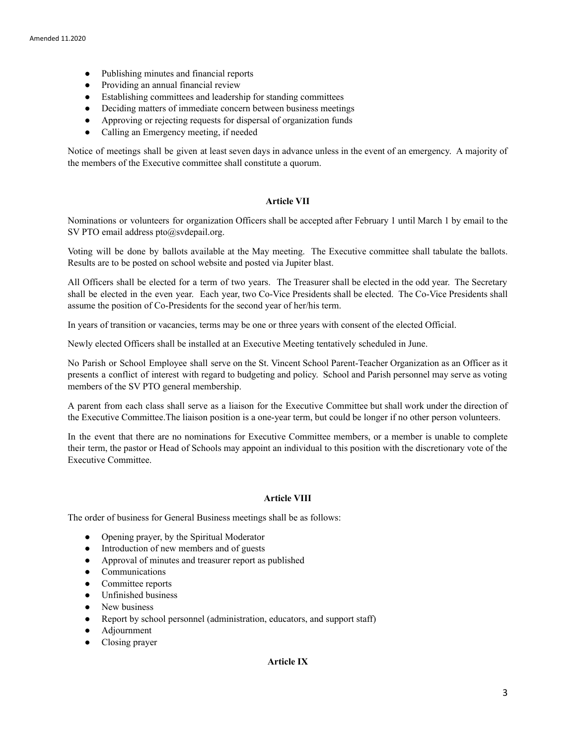- Publishing minutes and financial reports
- Providing an annual financial review
- Establishing committees and leadership for standing committees
- Deciding matters of immediate concern between business meetings
- Approving or rejecting requests for dispersal of organization funds
- Calling an Emergency meeting, if needed

Notice of meetings shall be given at least seven days in advance unless in the event of an emergency. A majority of the members of the Executive committee shall constitute a quorum.

**Article VII**

Nominations or volunteers for organization Officers shall be accepted after February 1 until March 1 by email to the SV PTO email address pto@svdepail.org.

Voting will be done by ballots available at the May meeting. The Executive committee shall tabulate the ballots. Results are to be posted on school website and posted via Jupiter blast.

All Officers shall be elected for a term of two years. The Treasurer shall be elected in the odd year. The Secretary shall be elected in the even year. Each year, two Co-Vice Presidents shall be elected. The Co-Vice Presidents shall assume the position of Co-Presidents for the second year of her/his term.

In years of transition or vacancies, terms may be one or three years with consent of the elected Official.

Newly elected Officers shall be installed at an Executive Meeting tentatively scheduled in June.

No Parish or School Employee shall serve on the St. Vincent School Parent-Teacher Organization as an Officer as it presents a conflict of interest with regard to budgeting and policy. School and Parish personnel may serve as voting members of the SV PTO general membership.

A parent from each class shall serve as a liaison for the Executive Committee but shall work under the direction of the Executive Committee.The liaison position is a one-year term, but could be longer if no other person volunteers.

In the event that there are no nominations for Executive Committee members, or a member is unable to complete their term, the pastor or Head of Schools may appoint an individual to this position with the discretionary vote of the Executive Committee.

**Article VIII**

The order of business for General Business meetings shall be as follows:

- Opening prayer, by the Spiritual Moderator
- Introduction of new members and of guests
- Approval of minutes and treasurer report as published
- Communications
- Committee reports
- Unfinished business
- New business
- Report by school personnel (administration, educators, and support staff)
- Adjournment
- Closing prayer

**Article IX**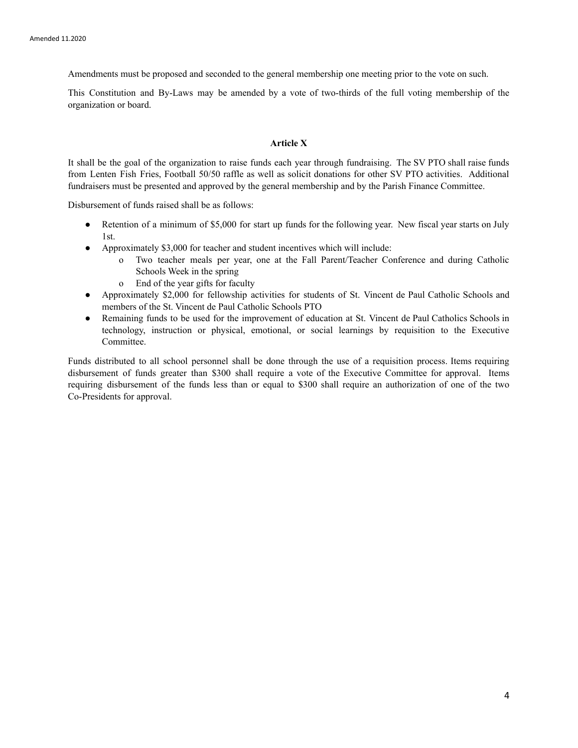Amendments must be proposed and seconded to the general membership one meeting prior to the vote on such.

This Constitution and By-Laws may be amended by a vote of two-thirds of the full voting membership of the organization or board.

## Article X

It shall be the goal of the organization to raise funds each year through fundraising. The SV PTO shall raise funds from Lenten Fish Fries, Football 50/50 raffle as well as solicit donations for other SV PTO activities. Additional fundraisers must be presented and approved by the general membership and by the Parish Finance Committee.

Disbursement of funds raised shall be as follows:

- Retention of a minimum of $5,000 for start up funds for the following year. New fiscal year starts on July 1st.
- Approximately $3,000 for teacher and student incentives which will include:
  - Two teacher meals per year, one at the Fall Parent/Teacher Conference and during Catholic Schools Week in the spring
  - End of the year gifts for faculty
- Approximately $2,000 for fellowship activities for students of St. Vincent de Paul Catholic Schools and members of the St. Vincent de Paul Catholic Schools PTO
- Remaining funds to be used for the improvement of education at St. Vincent de Paul Catholics Schools in technology, instruction or physical, emotional, or social learnings by requisition to the Executive Committee.

Funds distributed to all school personnel shall be done through the use of a requisition process. Items requiring disbursement of funds greater than $300 shall require a vote of the Executive Committee for approval. Items requiring disbursement of the funds less than or equal to $300 shall require an authorization of one of the two Co-Presidents for approval.